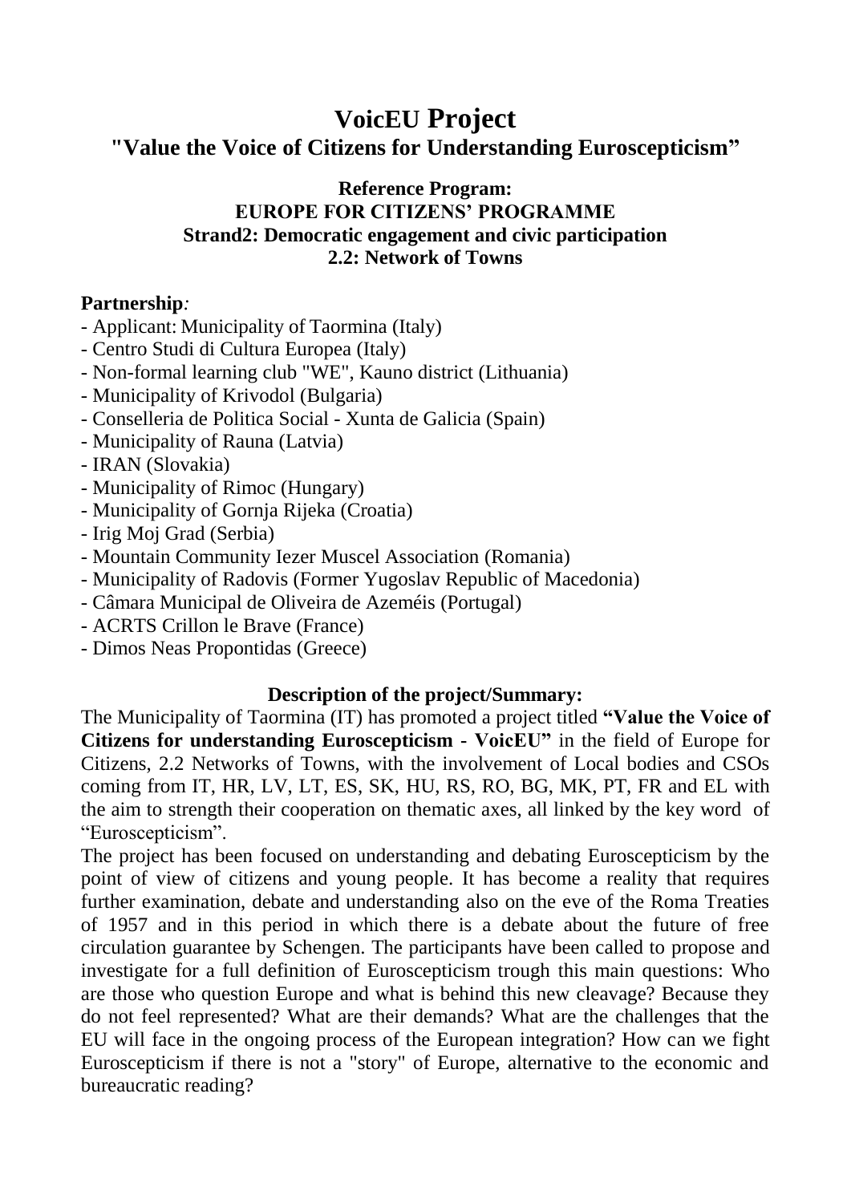# VoicEU Project

## "Value the Voice of Citizens for Understanding Euroscepticism"

**Reference Program:**
**EUROPE FOR CITIZENS' PROGRAMME**
**Strand2: Democratic engagement and civic participation**
**2.2: Network of Towns**

**Partnership***:*

- Applicant: Municipality of Taormina (Italy)
- Centro Studi di Cultura Europea (Italy)
- Non-formal learning club "WE", Kauno district (Lithuania)
- Municipality of Krivodol (Bulgaria)
- Conselleria de Politica Social - Xunta de Galicia (Spain)
- Municipality of Rauna (Latvia)
- IRAN (Slovakia)
- Municipality of Rimoc (Hungary)
- Municipality of Gornja Rijeka (Croatia)
- Irig Moj Grad (Serbia)
- Mountain Community Iezer Muscel Association (Romania)
- Municipality of Radovis (Former Yugoslav Republic of Macedonia)
- Câmara Municipal de Oliveira de Azeméis (Portugal)
- ACRTS Crillon le Brave (France)
- Dimos Neas Propontidas (Greece)

**Description of the project/Summary:**

The Municipality of Taormina (IT) has promoted a project titled **"Value the Voice of Citizens for understanding Euroscepticism - VoicEU"** in the field of Europe for Citizens, 2.2 Networks of Towns, with the involvement of Local bodies and CSOs coming from IT, HR, LV, LT, ES, SK, HU, RS, RO, BG, MK, PT, FR and EL with the aim to strength their cooperation on thematic axes, all linked by the key word of "Euroscepticism".

The project has been focused on understanding and debating Euroscepticism by the point of view of citizens and young people. It has become a reality that requires further examination, debate and understanding also on the eve of the Roma Treaties of 1957 and in this period in which there is a debate about the future of free circulation guarantee by Schengen. The participants have been called to propose and investigate for a full definition of Euroscepticism trough this main questions: Who are those who question Europe and what is behind this new cleavage? Because they do not feel represented? What are their demands? What are the challenges that the EU will face in the ongoing process of the European integration? How can we fight Euroscepticism if there is not a "story" of Europe, alternative to the economic and bureaucratic reading?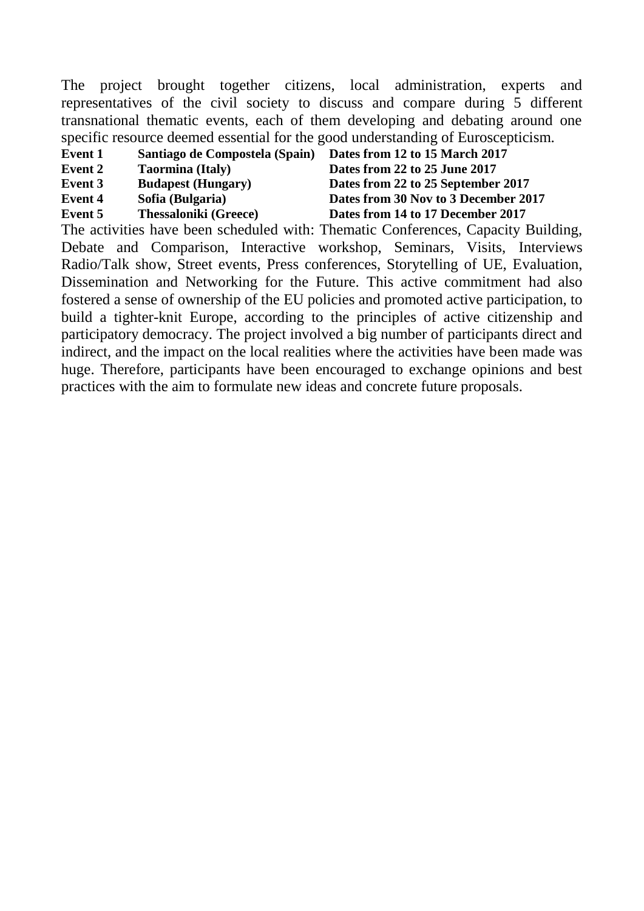The project brought together citizens, local administration, experts and representatives of the civil society to discuss and compare during 5 different transnational thematic events, each of them developing and debating around one specific resource deemed essential for the good understanding of Euroscepticism.

| | | |
|---|---|---|
| **Event 1** | **Santiago de Compostela (Spain)** | **Dates from 12 to 15 March 2017** |
| **Event 2** | **Taormina (Italy)** | **Dates from 22 to 25 June 2017** |
| **Event 3** | **Budapest (Hungary)** | **Dates from 22 to 25 September 2017** |
| **Event 4** | **Sofia (Bulgaria)** | **Dates from 30 Nov to 3 December 2017** |
| **Event 5** | **Thessaloniki (Greece)** | **Dates from 14 to 17 December 2017** |

The activities have been scheduled with: Thematic Conferences, Capacity Building, Debate and Comparison, Interactive workshop, Seminars, Visits, Interviews Radio/Talk show, Street events, Press conferences, Storytelling of UE, Evaluation, Dissemination and Networking for the Future. This active commitment had also fostered a sense of ownership of the EU policies and promoted active participation, to build a tighter-knit Europe, according to the principles of active citizenship and participatory democracy. The project involved a big number of participants direct and indirect, and the impact on the local realities where the activities have been made was huge. Therefore, participants have been encouraged to exchange opinions and best practices with the aim to formulate new ideas and concrete future proposals.